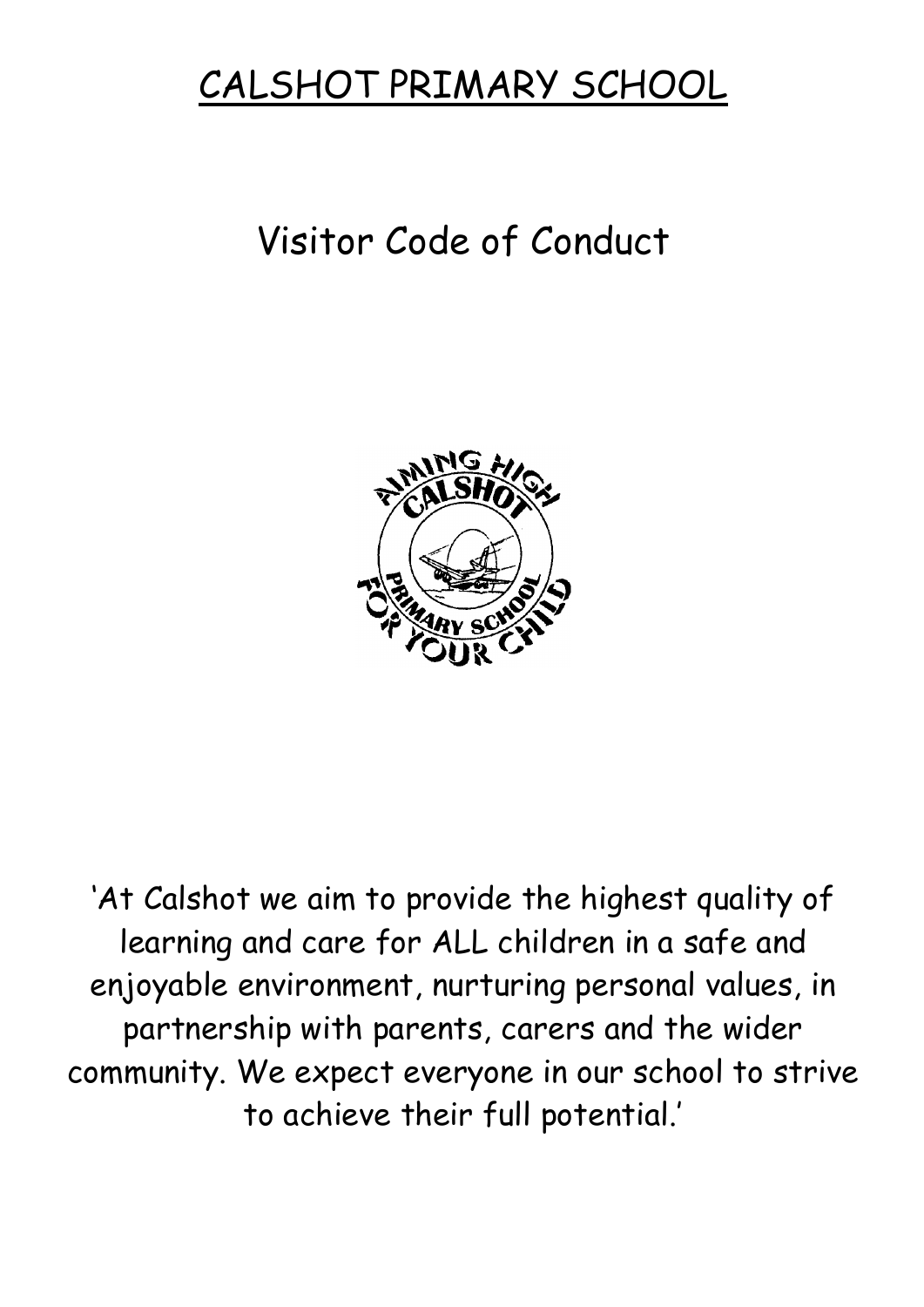# CALSHOT PRIMARY SCHOOL

## Visitor Code of Conduct

'At Calshot we aim to provide the highest quality of learning and care for ALL children in a safe and enjoyable environment, nurturing personal values, in partnership with parents, carers and the wider community. We expect everyone in our school to strive to achieve their full potential.'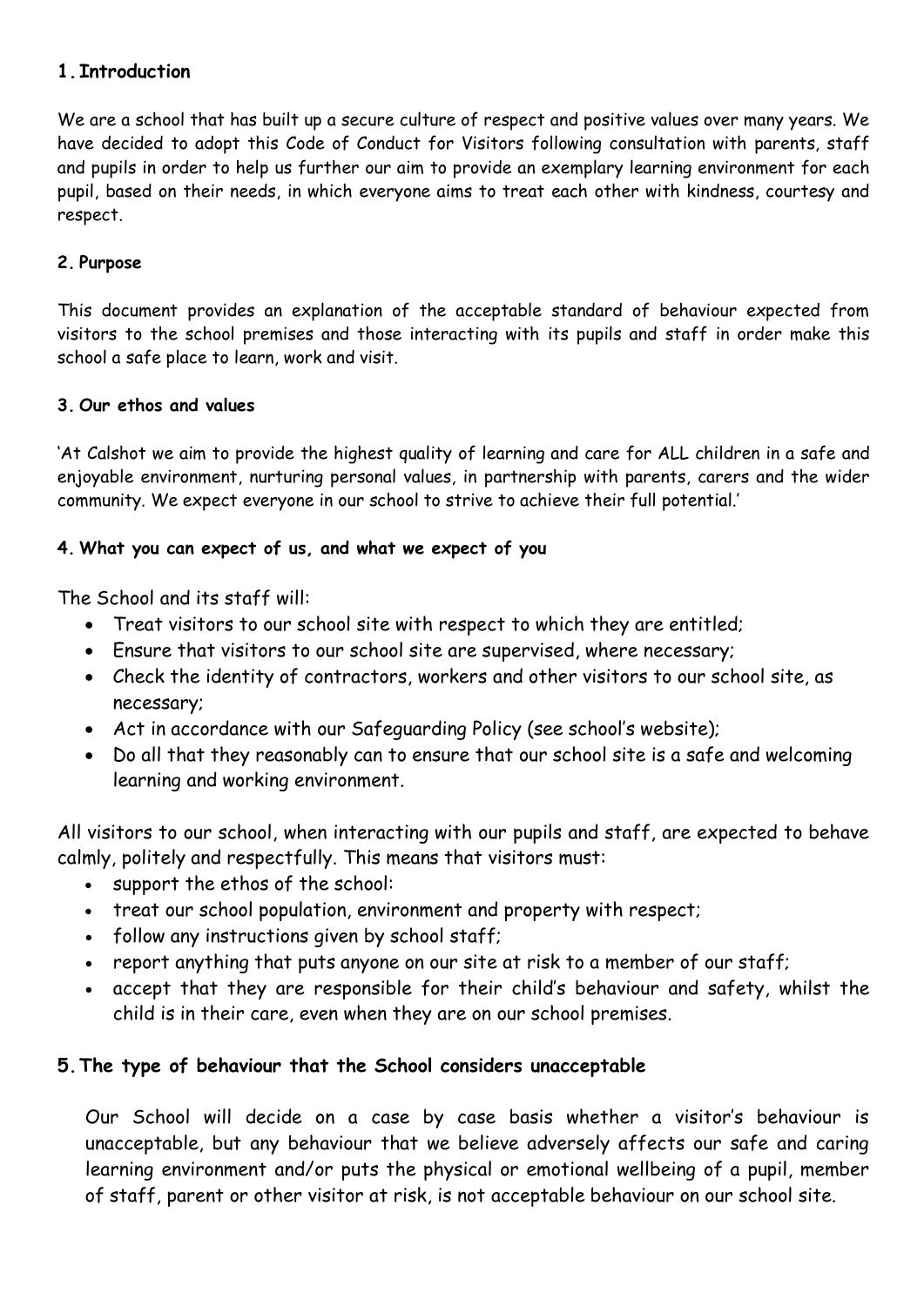## 1. Introduction

We are a school that has built up a secure culture of respect and positive values over many years. We have decided to adopt this Code of Conduct for Visitors following consultation with parents, staff and pupils in order to help us further our aim to provide an exemplary learning environment for each pupil, based on their needs, in which everyone aims to treat each other with kindness, courtesy and respect.

## 2. Purpose

This document provides an explanation of the acceptable standard of behaviour expected from visitors to the school premises and those interacting with its pupils and staff in order make this school a safe place to learn, work and visit.

## 3. Our ethos and values

'At Calshot we aim to provide the highest quality of learning and care for ALL children in a safe and enjoyable environment, nurturing personal values, in partnership with parents, carers and the wider community. We expect everyone in our school to strive to achieve their full potential.'

## 4. What you can expect of us, and what we expect of you

The School and its staff will:

- Treat visitors to our school site with respect to which they are entitled;
- Ensure that visitors to our school site are supervised, where necessary;
- Check the identity of contractors, workers and other visitors to our school site, as necessary;
- Act in accordance with our Safeguarding Policy (see school's website);
- Do all that they reasonably can to ensure that our school site is a safe and welcoming learning and working environment.

All visitors to our school, when interacting with our pupils and staff, are expected to behave calmly, politely and respectfully. This means that visitors must:

- support the ethos of the school:
- treat our school population, environment and property with respect;
- follow any instructions given by school staff;
- report anything that puts anyone on our site at risk to a member of our staff;
- accept that they are responsible for their child's behaviour and safety, whilst the child is in their care, even when they are on our school premises.

## 5. The type of behaviour that the School considers unacceptable

Our School will decide on a case by case basis whether a visitor's behaviour is unacceptable, but any behaviour that we believe adversely affects our safe and caring learning environment and/or puts the physical or emotional wellbeing of a pupil, member of staff, parent or other visitor at risk, is not acceptable behaviour on our school site.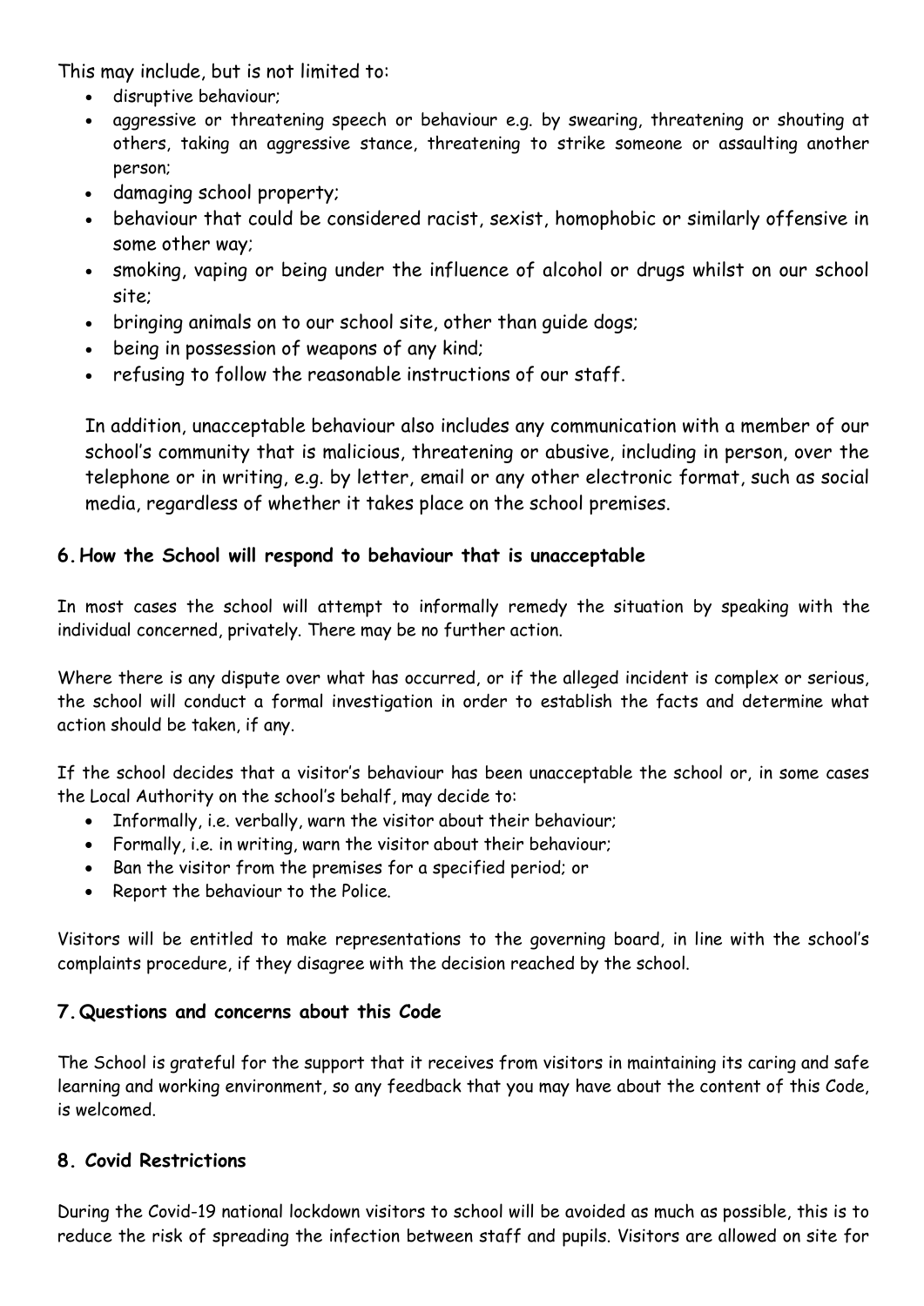This may include, but is not limited to:

- disruptive behaviour;
- aggressive or threatening speech or behaviour e.g. by swearing, threatening or shouting at others, taking an aggressive stance, threatening to strike someone or assaulting another person;
- damaging school property;
- behaviour that could be considered racist, sexist, homophobic or similarly offensive in some other way;
- smoking, vaping or being under the influence of alcohol or drugs whilst on our school site;
- bringing animals on to our school site, other than guide dogs;
- being in possession of weapons of any kind;
- refusing to follow the reasonable instructions of our staff.

In addition, unacceptable behaviour also includes any communication with a member of our school's community that is malicious, threatening or abusive, including in person, over the telephone or in writing, e.g. by letter, email or any other electronic format, such as social media, regardless of whether it takes place on the school premises.

## 6. How the School will respond to behaviour that is unacceptable

In most cases the school will attempt to informally remedy the situation by speaking with the individual concerned, privately. There may be no further action.

Where there is any dispute over what has occurred, or if the alleged incident is complex or serious, the school will conduct a formal investigation in order to establish the facts and determine what action should be taken, if any.

If the school decides that a visitor's behaviour has been unacceptable the school or, in some cases the Local Authority on the school's behalf, may decide to:

- Informally, i.e. verbally, warn the visitor about their behaviour;
- Formally, i.e. in writing, warn the visitor about their behaviour;
- Ban the visitor from the premises for a specified period; or
- Report the behaviour to the Police.

Visitors will be entitled to make representations to the governing board, in line with the school's complaints procedure, if they disagree with the decision reached by the school.

## 7. Questions and concerns about this Code

The School is grateful for the support that it receives from visitors in maintaining its caring and safe learning and working environment, so any feedback that you may have about the content of this Code, is welcomed.

## 8. Covid Restrictions

During the Covid-19 national lockdown visitors to school will be avoided as much as possible, this is to reduce the risk of spreading the infection between staff and pupils. Visitors are allowed on site for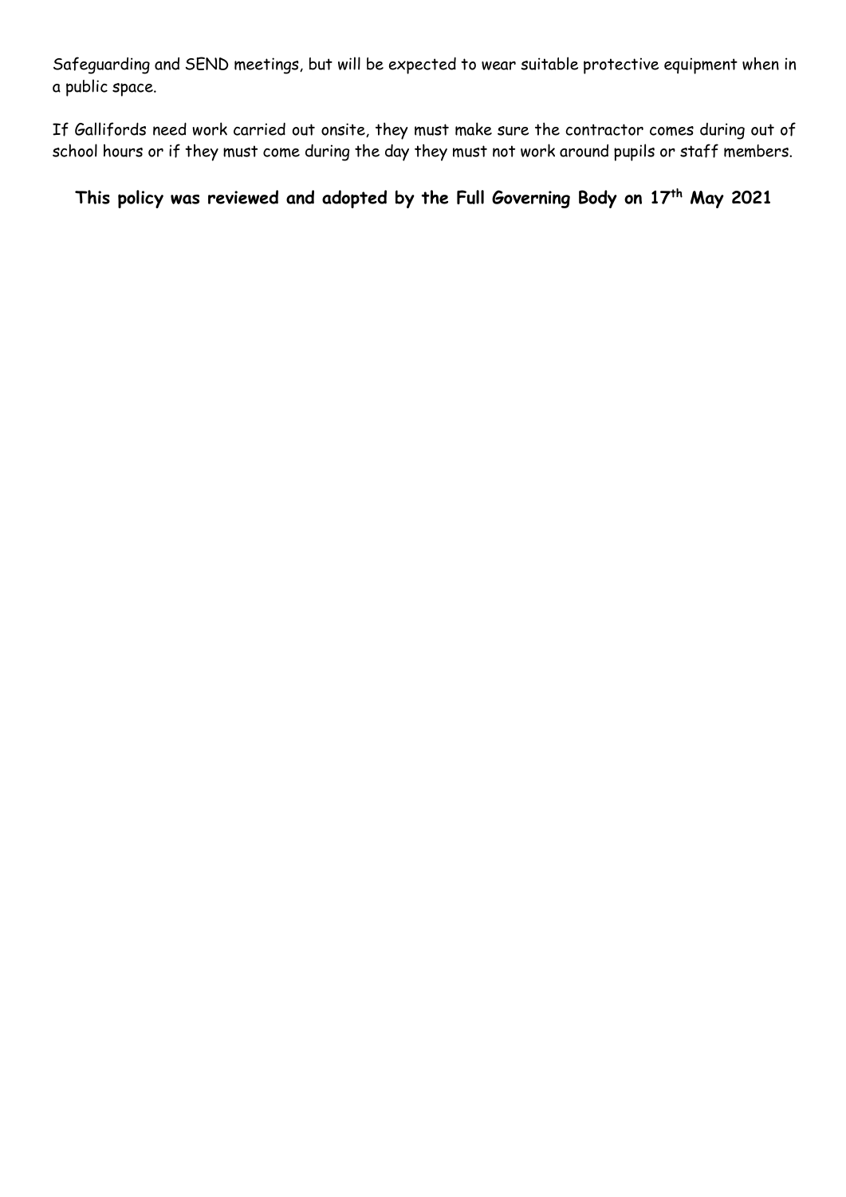Safeguarding and SEND meetings, but will be expected to wear suitable protective equipment when in a public space.

If Gallifords need work carried out onsite, they must make sure the contractor comes during out of school hours or if they must come during the day they must not work around pupils or staff members.

**This policy was reviewed and adopted by the Full Governing Body on 17th May 2021**